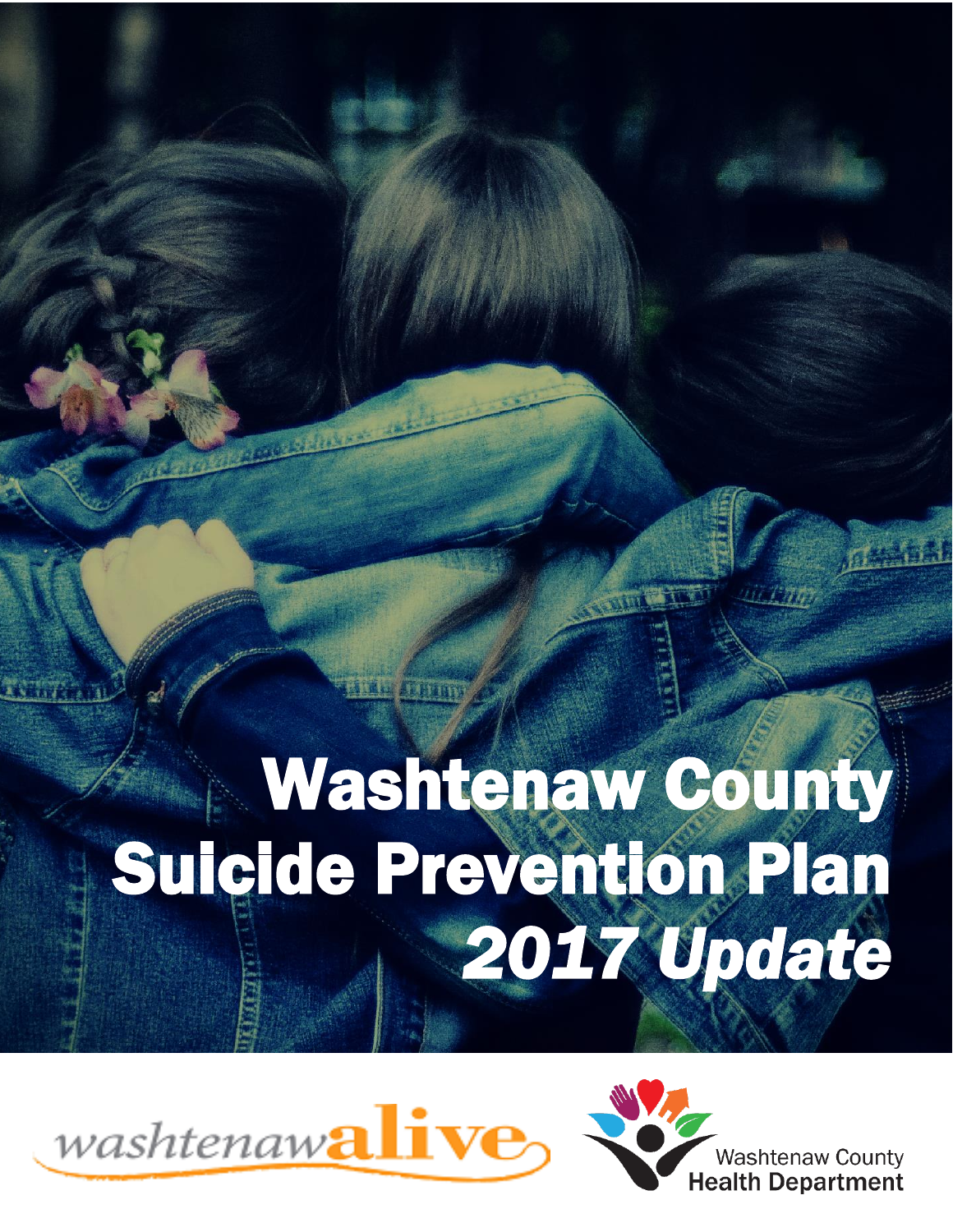# Washtenaw County Suicide Prevention Plan

## *2017 Update*

washtenawalive

Washtenaw County Health Department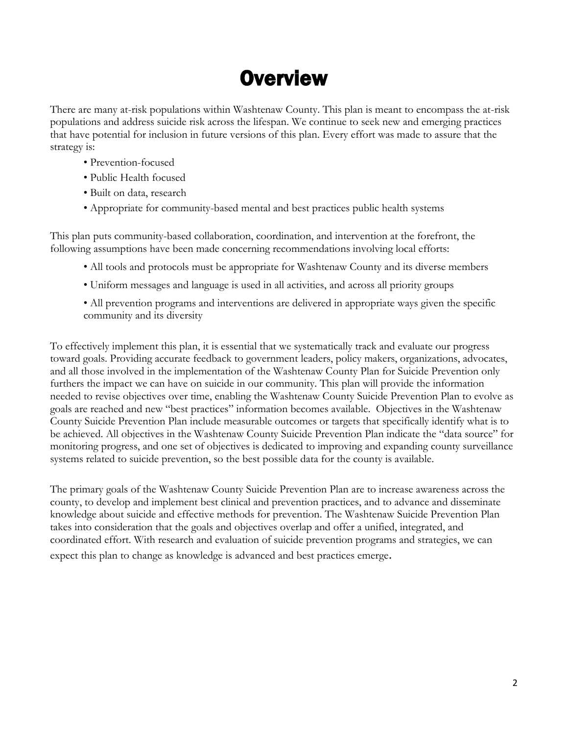# Overview

There are many at-risk populations within Washtenaw County. This plan is meant to encompass the at-risk populations and address suicide risk across the lifespan. We continue to seek new and emerging practices that have potential for inclusion in future versions of this plan. Every effort was made to assure that the strategy is:

- Prevention-focused
- Public Health focused
- Built on data, research
- Appropriate for community-based mental and best practices public health systems

This plan puts community-based collaboration, coordination, and intervention at the forefront, the following assumptions have been made concerning recommendations involving local efforts:

- All tools and protocols must be appropriate for Washtenaw County and its diverse members
- Uniform messages and language is used in all activities, and across all priority groups
- All prevention programs and interventions are delivered in appropriate ways given the specific community and its diversity

To effectively implement this plan, it is essential that we systematically track and evaluate our progress toward goals. Providing accurate feedback to government leaders, policy makers, organizations, advocates, and all those involved in the implementation of the Washtenaw County Plan for Suicide Prevention only furthers the impact we can have on suicide in our community. This plan will provide the information needed to revise objectives over time, enabling the Washtenaw County Suicide Prevention Plan to evolve as goals are reached and new "best practices" information becomes available. Objectives in the Washtenaw County Suicide Prevention Plan include measurable outcomes or targets that specifically identify what is to be achieved. All objectives in the Washtenaw County Suicide Prevention Plan indicate the "data source" for monitoring progress, and one set of objectives is dedicated to improving and expanding county surveillance systems related to suicide prevention, so the best possible data for the county is available.

The primary goals of the Washtenaw County Suicide Prevention Plan are to increase awareness across the county, to develop and implement best clinical and prevention practices, and to advance and disseminate knowledge about suicide and effective methods for prevention. The Washtenaw Suicide Prevention Plan takes into consideration that the goals and objectives overlap and offer a unified, integrated, and coordinated effort. With research and evaluation of suicide prevention programs and strategies, we can expect this plan to change as knowledge is advanced and best practices emerge.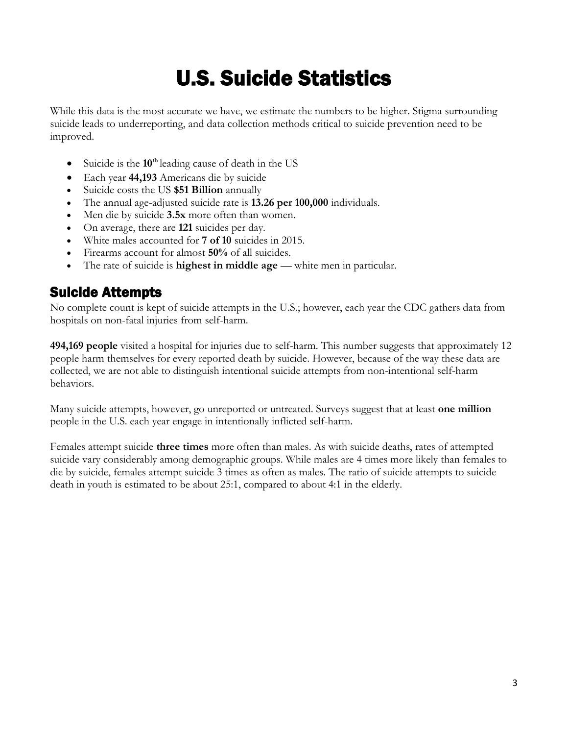# U.S. Suicide Statistics

While this data is the most accurate we have, we estimate the numbers to be higher. Stigma surrounding suicide leads to underreporting, and data collection methods critical to suicide prevention need to be improved.

- Suicide is the **10th** leading cause of death in the US
- Each year **44,193** Americans die by suicide
- Suicide costs the US **$51 Billion** annually
- The annual age-adjusted suicide rate is **13.26 per 100,000** individuals.
- Men die by suicide **3.5x** more often than women.
- On average, there are **121** suicides per day.
- White males accounted for **7 of 10** suicides in 2015.
- Firearms account for almost **50%** of all suicides.
- The rate of suicide is **highest in middle age** — white men in particular.

## Suicide Attempts

No complete count is kept of suicide attempts in the U.S.; however, each year the CDC gathers data from hospitals on non-fatal injuries from self-harm.

**494,169 people** visited a hospital for injuries due to self-harm. This number suggests that approximately 12 people harm themselves for every reported death by suicide. However, because of the way these data are collected, we are not able to distinguish intentional suicide attempts from non-intentional self-harm behaviors.

Many suicide attempts, however, go unreported or untreated. Surveys suggest that at least **one million** people in the U.S. each year engage in intentionally inflicted self-harm.

Females attempt suicide **three times** more often than males. As with suicide deaths, rates of attempted suicide vary considerably among demographic groups. While males are 4 times more likely than females to die by suicide, females attempt suicide 3 times as often as males. The ratio of suicide attempts to suicide death in youth is estimated to be about 25:1, compared to about 4:1 in the elderly.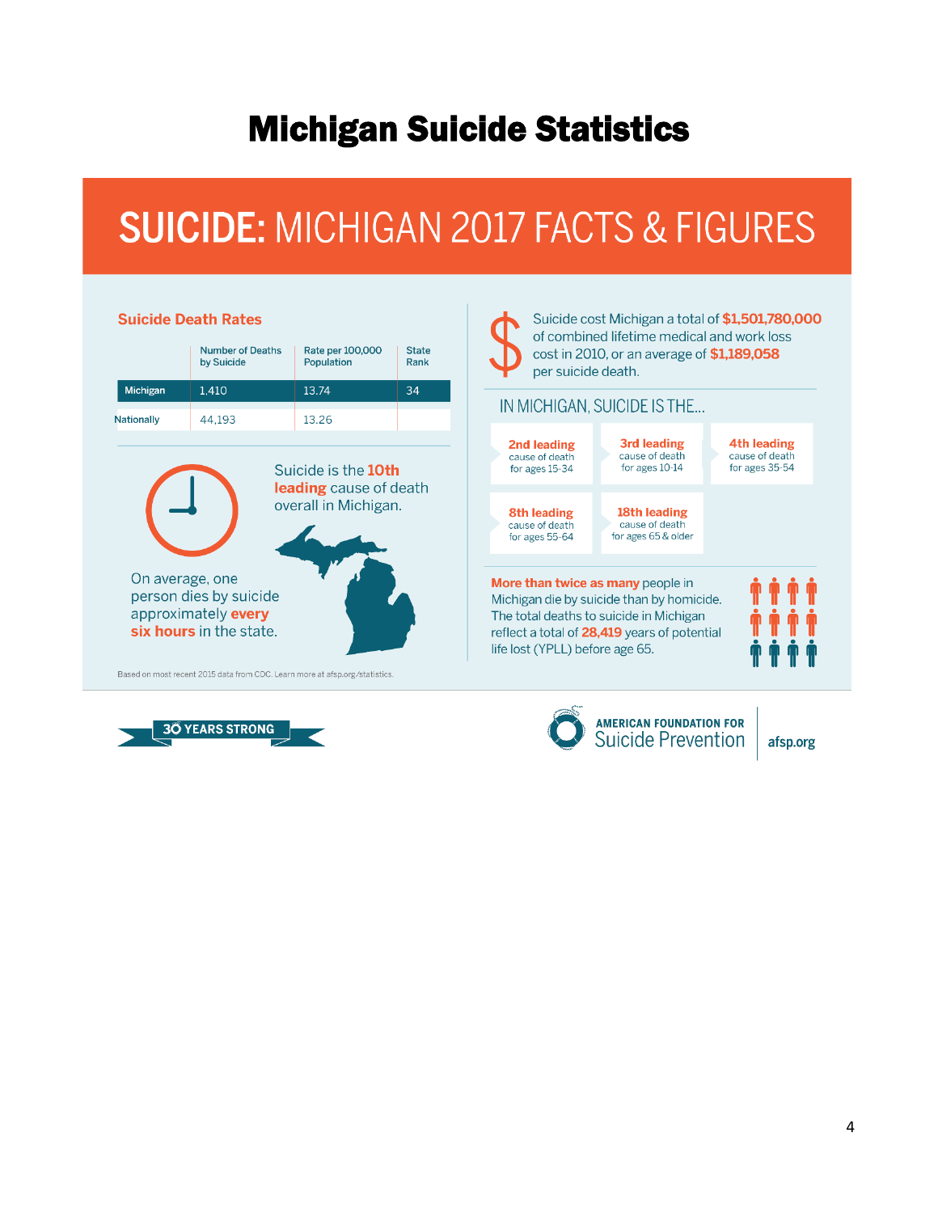# Michigan Suicide Statistics

## SUICIDE: MICHIGAN 2017 FACTS & FIGURES

### Suicide Death Rates

| | Number of Deaths by Suicide | Rate per 100,000 Population | State Rank |
|---|---|---|---|
| Michigan | 1,410 | 13.74 | 34 |
| Nationally | 44,193 | 13.26 | |

Suicide is the **10th leading** cause of death overall in Michigan.

On average, one person dies by suicide approximately **every six hours** in the state.

Suicide cost Michigan a total of **$1,501,780,000** of combined lifetime medical and work loss cost in 2010, or an average of **$1,189,058** per suicide death.

IN MICHIGAN, SUICIDE IS THE...

- **2nd leading** cause of death for ages 15-34
- **3rd leading** cause of death for ages 10-14
- **4th leading** cause of death for ages 35-54
- **8th leading** cause of death for ages 55-64
- **18th leading** cause of death for ages 65 & older

**More than twice as many** people in Michigan die by suicide than by homicide. The total deaths to suicide in Michigan reflect a total of **28,419** years of potential life lost (YPLL) before age 65.

Based on most recent 2015 data from CDC. Learn more at afsp.org/statistics.

30 YEARS STRONG

AMERICAN FOUNDATION FOR Suicide Prevention | afsp.org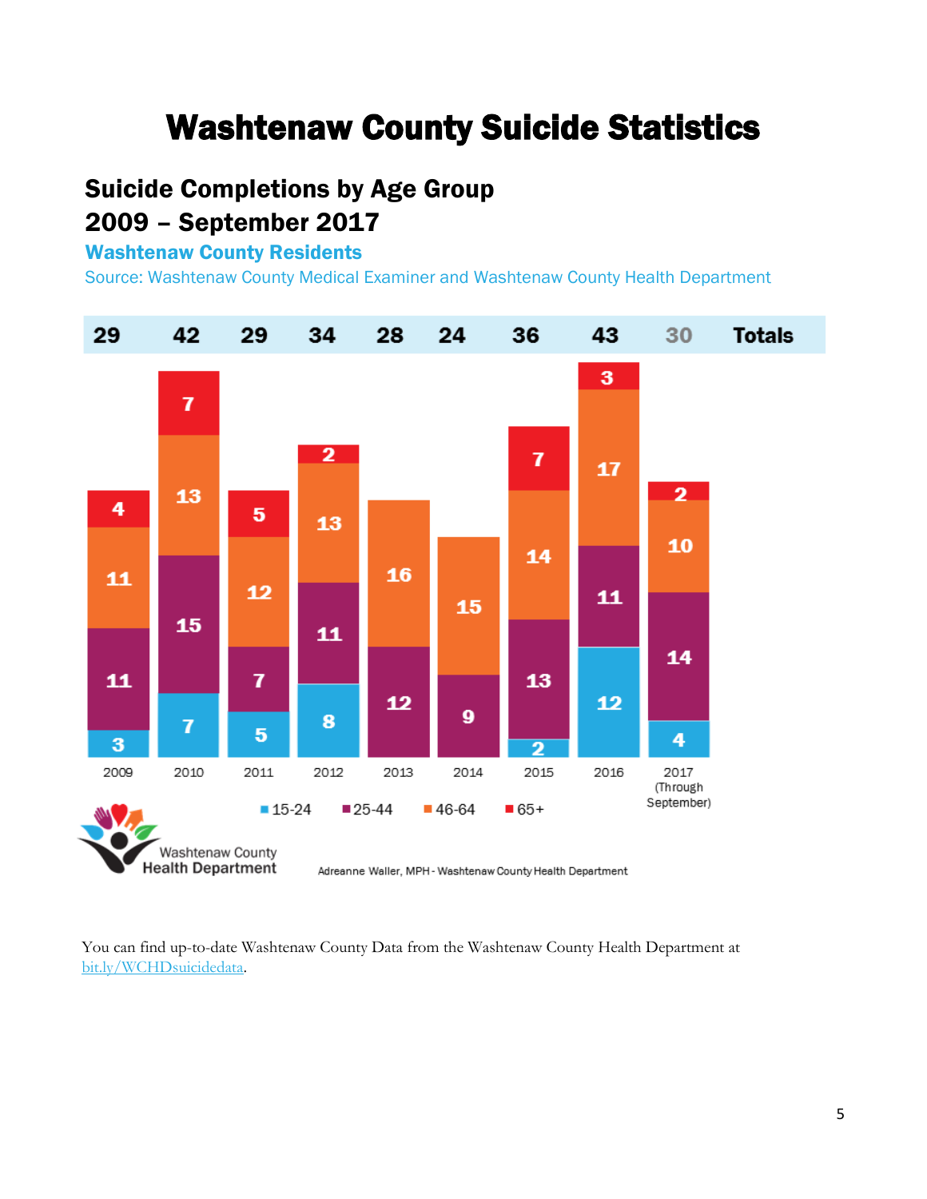# Washtenaw County Suicide Statistics

## Suicide Completions by Age Group
## 2009 – September 2017

**Washtenaw County Residents**

Source: Washtenaw County Medical Examiner and Washtenaw County Health Department

| | 2009 | 2010 | 2011 | 2012 | 2013 | 2014 | 2015 | 2016 | 2017 (Through September) |
|---|---|---|---|---|---|---|---|---|---|
| 15-24 | 3 | 7 | 5 | 8 | | | 2 | 12 | 4 |
| 25-44 | 11 | 15 | 7 | 11 | 12 | 9 | 13 | 11 | 14 |
| 46-64 | 11 | 13 | 12 | 13 | 16 | 15 | 14 | 17 | 10 |
| 65+ | 4 | 7 | 5 | 2 | | | 7 | 3 | 2 |
| Totals | 29 | 42 | 29 | 34 | 28 | 24 | 36 | 43 | 30 |

Washtenaw County Health Department

Adreanne Waller, MPH - Washtenaw County Health Department

You can find up-to-date Washtenaw County Data from the Washtenaw County Health Department at bit.ly/WCHDsuicidedata.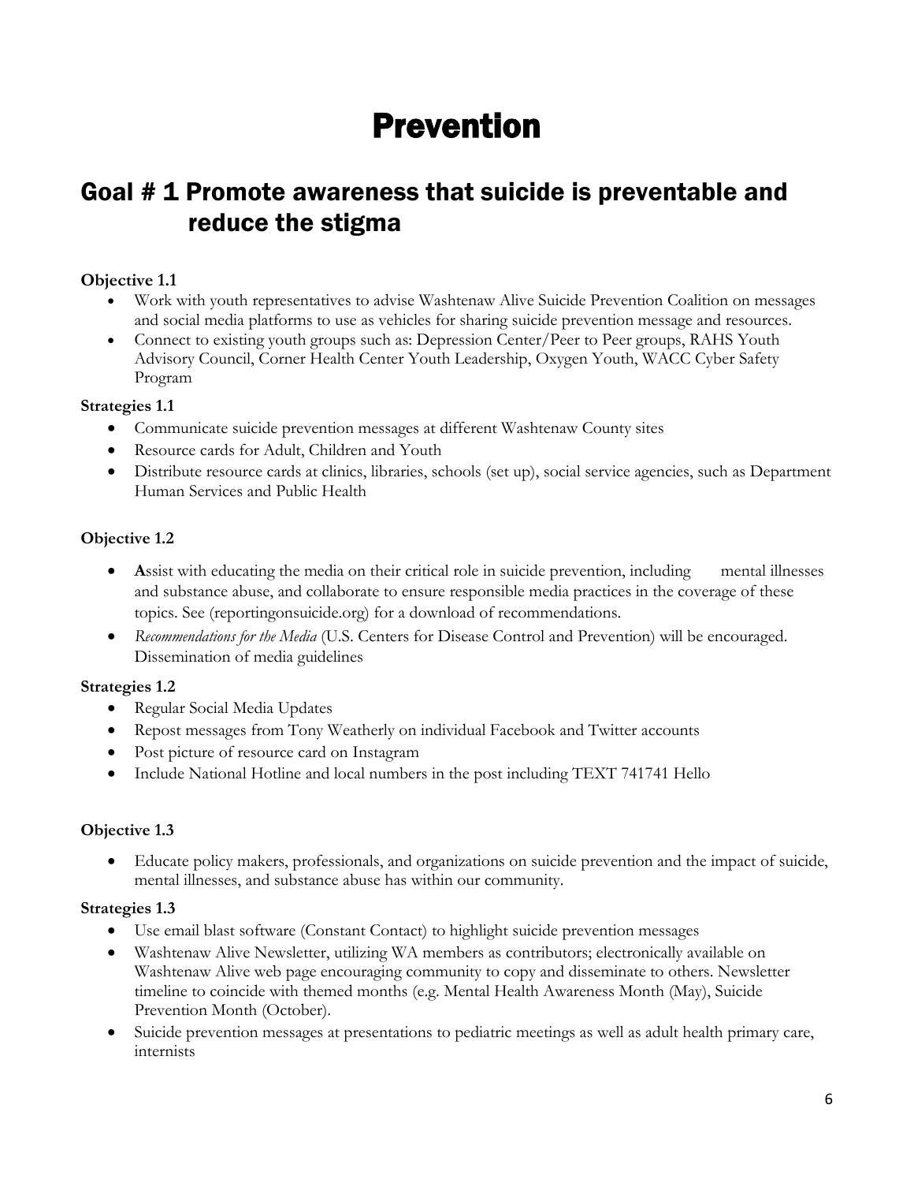# Prevention

## Goal # 1 Promote awareness that suicide is preventable and reduce the stigma

**Objective 1.1**

- Work with youth representatives to advise Washtenaw Alive Suicide Prevention Coalition on messages and social media platforms to use as vehicles for sharing suicide prevention message and resources.
- Connect to existing youth groups such as: Depression Center/Peer to Peer groups, RAHS Youth Advisory Council, Corner Health Center Youth Leadership, Oxygen Youth, WACC Cyber Safety Program

**Strategies 1.1**

- Communicate suicide prevention messages at different Washtenaw County sites
- Resource cards for Adult, Children and Youth
- Distribute resource cards at clinics, libraries, schools (set up), social service agencies, such as Department Human Services and Public Health

**Objective 1.2**

- **A**ssist with educating the media on their critical role in suicide prevention, including mental illnesses and substance abuse, and collaborate to ensure responsible media practices in the coverage of these topics. See (reportingonsuicide.org) for a download of recommendations.
- *Recommendations for the Media* (U.S. Centers for Disease Control and Prevention) will be encouraged. Dissemination of media guidelines

**Strategies 1.2**

- Regular Social Media Updates
- Repost messages from Tony Weatherly on individual Facebook and Twitter accounts
- Post picture of resource card on Instagram
- Include National Hotline and local numbers in the post including TEXT 741741 Hello

**Objective 1.3**

- Educate policy makers, professionals, and organizations on suicide prevention and the impact of suicide, mental illnesses, and substance abuse has within our community.

**Strategies 1.3**

- Use email blast software (Constant Contact) to highlight suicide prevention messages
- Washtenaw Alive Newsletter, utilizing WA members as contributors; electronically available on Washtenaw Alive web page encouraging community to copy and disseminate to others. Newsletter timeline to coincide with themed months (e.g. Mental Health Awareness Month (May), Suicide Prevention Month (October).
- Suicide prevention messages at presentations to pediatric meetings as well as adult health primary care, internists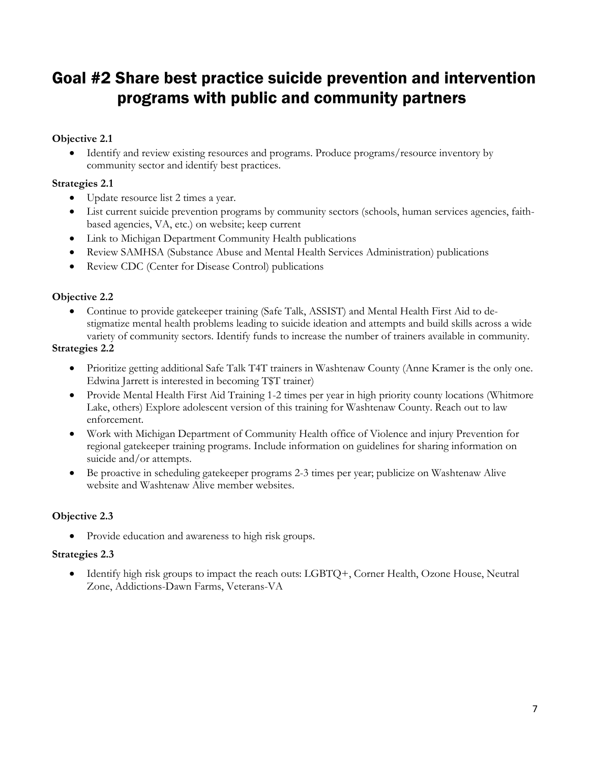# Goal #2 Share best practice suicide prevention and intervention programs with public and community partners

**Objective 2.1**

- Identify and review existing resources and programs. Produce programs/resource inventory by community sector and identify best practices.

**Strategies 2.1**

- Update resource list 2 times a year.
- List current suicide prevention programs by community sectors (schools, human services agencies, faith-based agencies, VA, etc.) on website; keep current
- Link to Michigan Department Community Health publications
- Review SAMHSA (Substance Abuse and Mental Health Services Administration) publications
- Review CDC (Center for Disease Control) publications

**Objective 2.2**

- Continue to provide gatekeeper training (Safe Talk, ASSIST) and Mental Health First Aid to de-stigmatize mental health problems leading to suicide ideation and attempts and build skills across a wide variety of community sectors. Identify funds to increase the number of trainers available in community.

**Strategies 2.2**

- Prioritize getting additional Safe Talk T4T trainers in Washtenaw County (Anne Kramer is the only one. Edwina Jarrett is interested in becoming T$T trainer)
- Provide Mental Health First Aid Training 1-2 times per year in high priority county locations (Whitmore Lake, others) Explore adolescent version of this training for Washtenaw County. Reach out to law enforcement.
- Work with Michigan Department of Community Health office of Violence and injury Prevention for regional gatekeeper training programs. Include information on guidelines for sharing information on suicide and/or attempts.
- Be proactive in scheduling gatekeeper programs 2-3 times per year; publicize on Washtenaw Alive website and Washtenaw Alive member websites.

**Objective 2.3**

- Provide education and awareness to high risk groups.

**Strategies 2.3**

- Identify high risk groups to impact the reach outs: LGBTQ+, Corner Health, Ozone House, Neutral Zone, Addictions-Dawn Farms, Veterans-VA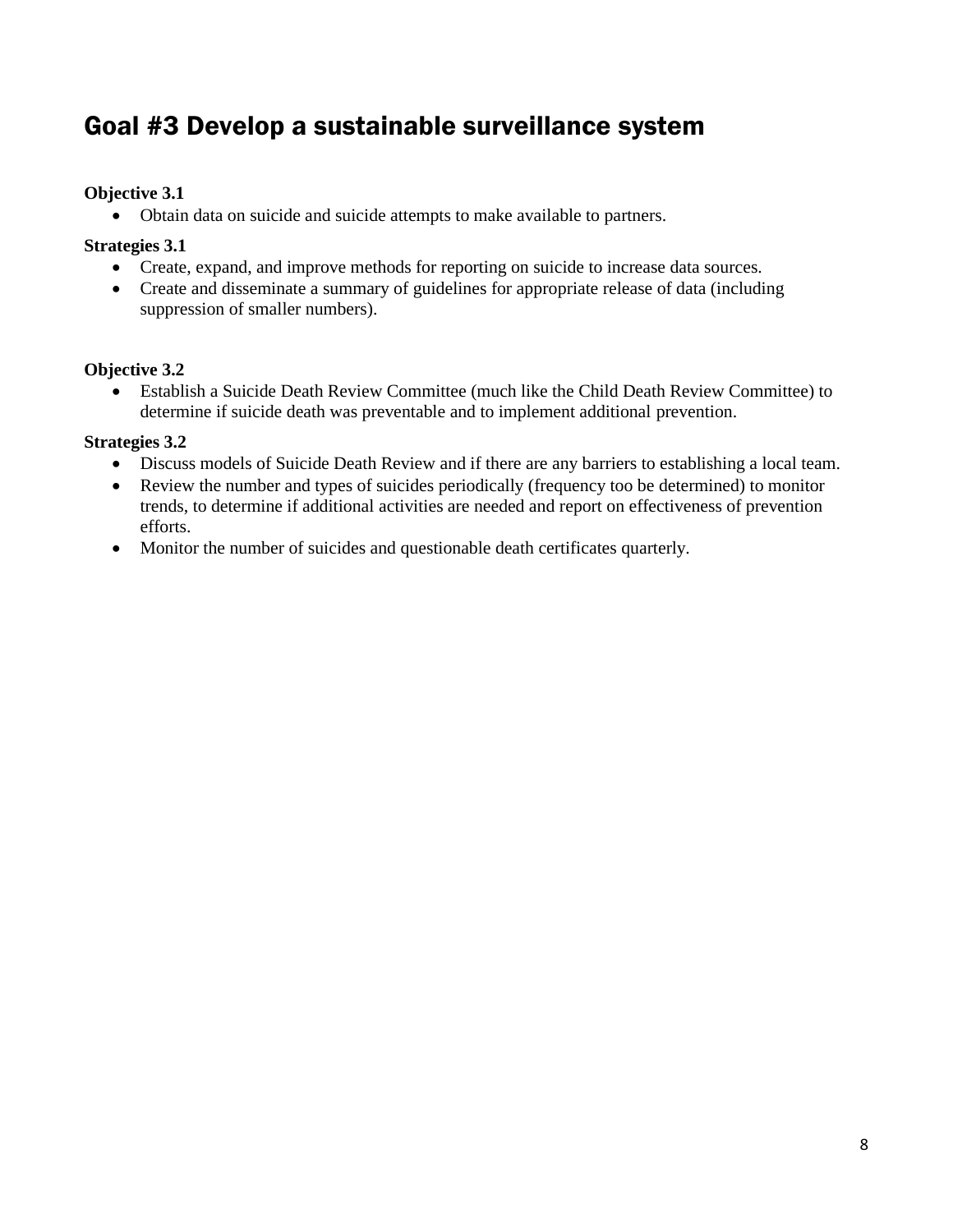# Goal #3 Develop a sustainable surveillance system

**Objective 3.1**

- Obtain data on suicide and suicide attempts to make available to partners.

**Strategies 3.1**

- Create, expand, and improve methods for reporting on suicide to increase data sources.
- Create and disseminate a summary of guidelines for appropriate release of data (including suppression of smaller numbers).

**Objective 3.2**

- Establish a Suicide Death Review Committee (much like the Child Death Review Committee) to determine if suicide death was preventable and to implement additional prevention.

**Strategies 3.2**

- Discuss models of Suicide Death Review and if there are any barriers to establishing a local team.
- Review the number and types of suicides periodically (frequency too be determined) to monitor trends, to determine if additional activities are needed and report on effectiveness of prevention efforts.
- Monitor the number of suicides and questionable death certificates quarterly.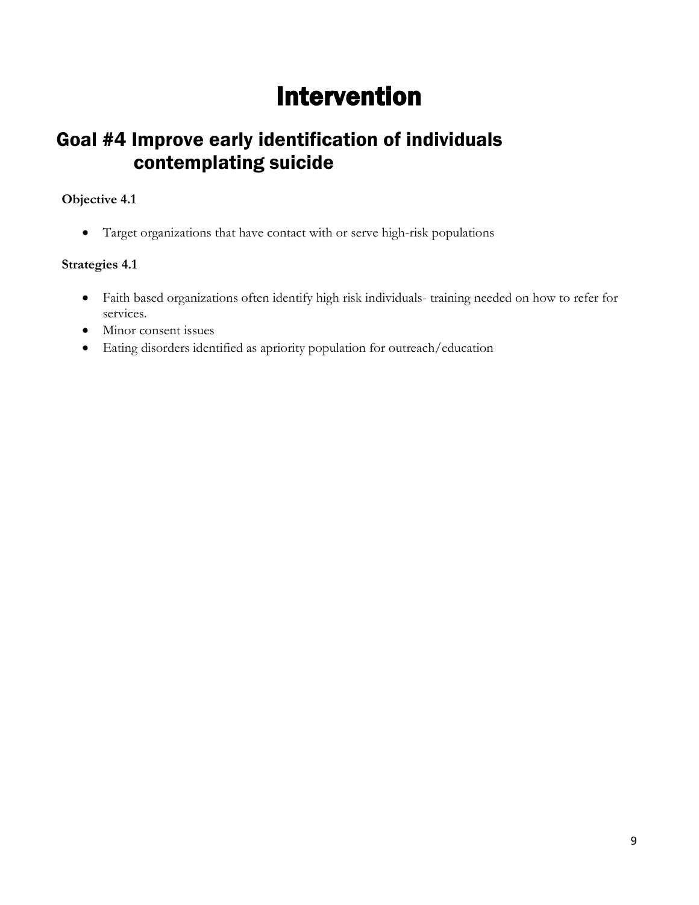# Intervention

## Goal #4 Improve early identification of individuals contemplating suicide

**Objective 4.1**

- Target organizations that have contact with or serve high-risk populations

**Strategies 4.1**

- Faith based organizations often identify high risk individuals- training needed on how to refer for services.
- Minor consent issues
- Eating disorders identified as apriority population for outreach/education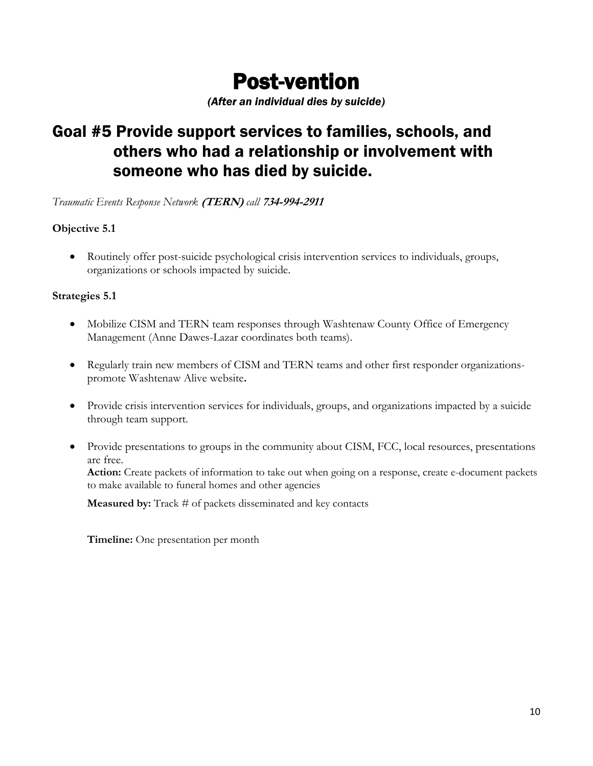# Post-vention

*(After an individual dies by suicide)*

## Goal #5 Provide support services to families, schools, and others who had a relationship or involvement with someone who has died by suicide.

*Traumatic Events Response Network* ***(TERN)*** *call* ***734-994-2911***

**Objective 5.1**

- Routinely offer post-suicide psychological crisis intervention services to individuals, groups, organizations or schools impacted by suicide.

**Strategies 5.1**

- Mobilize CISM and TERN team responses through Washtenaw County Office of Emergency Management (Anne Dawes-Lazar coordinates both teams).
- Regularly train new members of CISM and TERN teams and other first responder organizations-promote Washtenaw Alive website.
- Provide crisis intervention services for individuals, groups, and organizations impacted by a suicide through team support.
- Provide presentations to groups in the community about CISM, FCC, local resources, presentations are free.
  **Action:** Create packets of information to take out when going on a response, create e-document packets to make available to funeral homes and other agencies

  **Measured by:** Track # of packets disseminated and key contacts

  **Timeline:** One presentation per month